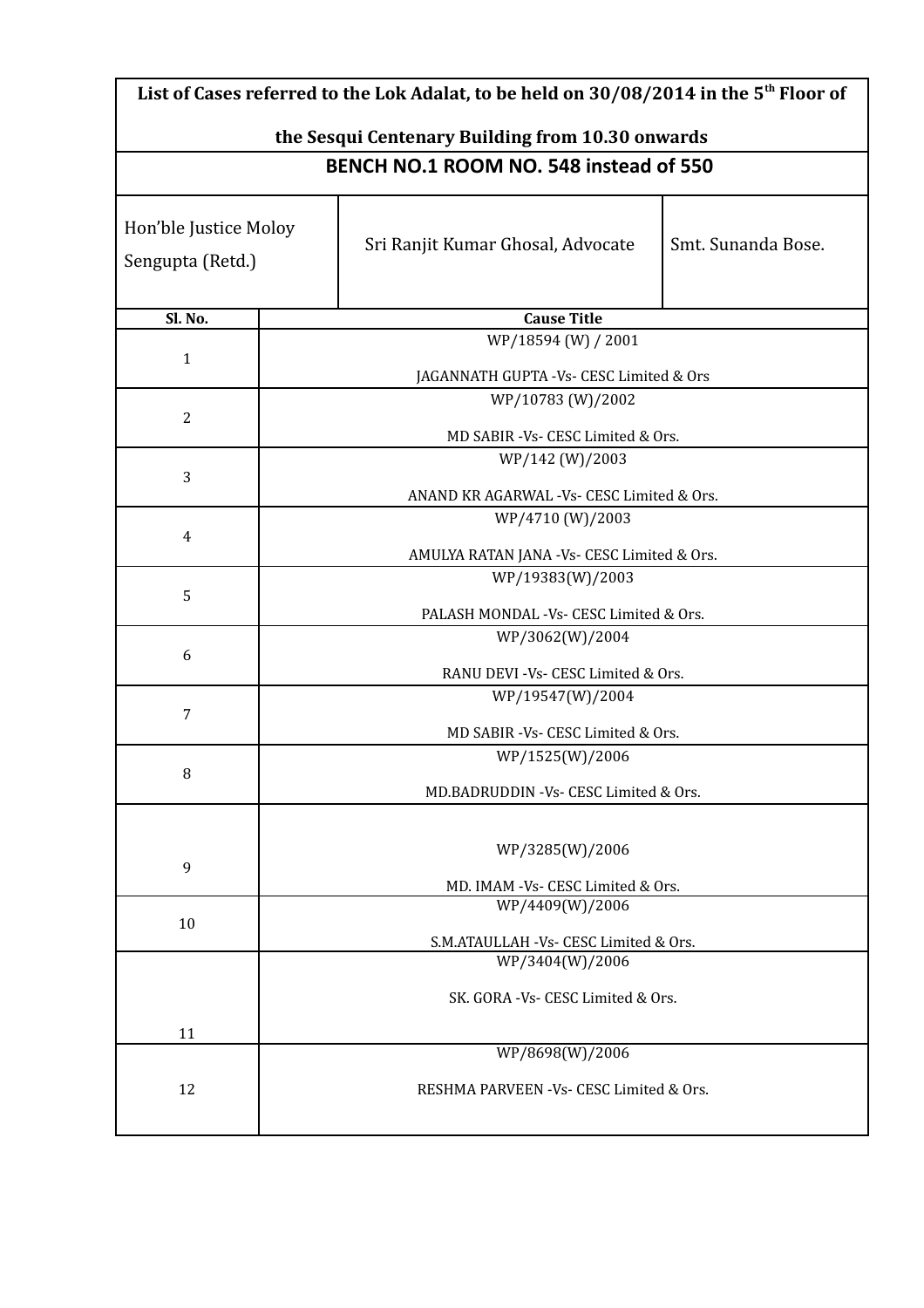**List of Cases referred to the Lok Adalat, to be held on 30/08/2014 in the 5th Floor of the Sesqui Centenary Building from 10.30 onwards**

**BENCH NO.1 ROOM NO. 548 instead of 550**

| Hon'ble Justice Moloy Sengupta (Retd.) | Sri Ranjit Kumar Ghosal, Advocate | Smt. Sunanda Bose. |
|---|---|---|

| Sl. No. | Cause Title |
|---|---|
| 1 | WP/18594 (W) / 2001<br>JAGANNATH GUPTA -Vs- CESC Limited & Ors |
| 2 | WP/10783 (W)/2002<br>MD SABIR -Vs- CESC Limited & Ors. |
| 3 | WP/142 (W)/2003<br>ANAND KR AGARWAL -Vs- CESC Limited & Ors. |
| 4 | WP/4710 (W)/2003<br>AMULYA RATAN JANA -Vs- CESC Limited & Ors. |
| 5 | WP/19383(W)/2003<br>PALASH MONDAL -Vs- CESC Limited & Ors. |
| 6 | WP/3062(W)/2004<br>RANU DEVI -Vs- CESC Limited & Ors. |
| 7 | WP/19547(W)/2004<br>MD SABIR -Vs- CESC Limited & Ors. |
| 8 | WP/1525(W)/2006<br>MD.BADRUDDIN -Vs- CESC Limited & Ors. |
| 9 | WP/3285(W)/2006<br>MD. IMAM -Vs- CESC Limited & Ors. |
| 10 | WP/4409(W)/2006<br>S.M.ATAULLAH -Vs- CESC Limited & Ors. |
| 11 | WP/3404(W)/2006<br>SK. GORA -Vs- CESC Limited & Ors. |
| 12 | WP/8698(W)/2006<br>RESHMA PARVEEN -Vs- CESC Limited & Ors. |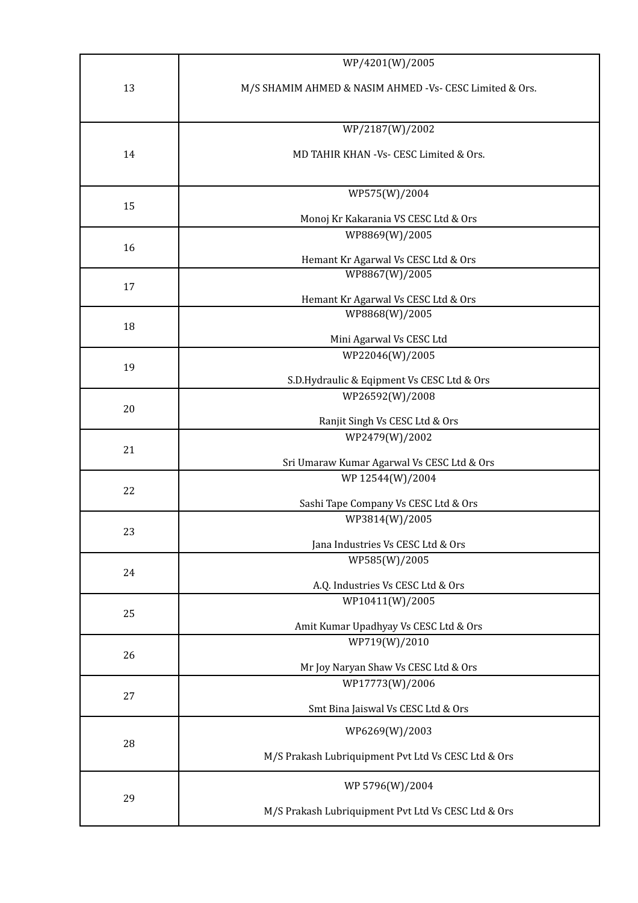| | |
|---|---|
| 13 | WP/4201(W)/2005<br><br>M/S SHAMIM AHMED & NASIM AHMED -Vs- CESC Limited & Ors. |
| 14 | WP/2187(W)/2002<br><br>MD TAHIR KHAN -Vs- CESC Limited & Ors. |
| 15 | WP575(W)/2004<br><br>Monoj Kr Kakarania VS CESC Ltd & Ors |
| 16 | WP8869(W)/2005<br><br>Hemant Kr Agarwal Vs CESC Ltd & Ors |
| 17 | WP8867(W)/2005<br><br>Hemant Kr Agarwal Vs CESC Ltd & Ors |
| 18 | WP8868(W)/2005<br><br>Mini Agarwal Vs CESC Ltd |
| 19 | WP22046(W)/2005<br><br>S.D.Hydraulic & Eqipment Vs CESC Ltd & Ors |
| 20 | WP26592(W)/2008<br><br>Ranjit Singh Vs CESC Ltd & Ors |
| 21 | WP2479(W)/2002<br><br>Sri Umaraw Kumar Agarwal Vs CESC Ltd & Ors |
| 22 | WP 12544(W)/2004<br><br>Sashi Tape Company Vs CESC Ltd & Ors |
| 23 | WP3814(W)/2005<br><br>Jana Industries Vs CESC Ltd & Ors |
| 24 | WP585(W)/2005<br><br>A.Q. Industries Vs CESC Ltd & Ors |
| 25 | WP10411(W)/2005<br><br>Amit Kumar Upadhyay Vs CESC Ltd & Ors |
| 26 | WP719(W)/2010<br><br>Mr Joy Naryan Shaw Vs CESC Ltd & Ors |
| 27 | WP17773(W)/2006<br><br>Smt Bina Jaiswal Vs CESC Ltd & Ors |
| 28 | WP6269(W)/2003<br><br>M/S Prakash Lubriquipment Pvt Ltd Vs CESC Ltd & Ors |
| 29 | WP 5796(W)/2004<br><br>M/S Prakash Lubriquipment Pvt Ltd Vs CESC Ltd & Ors |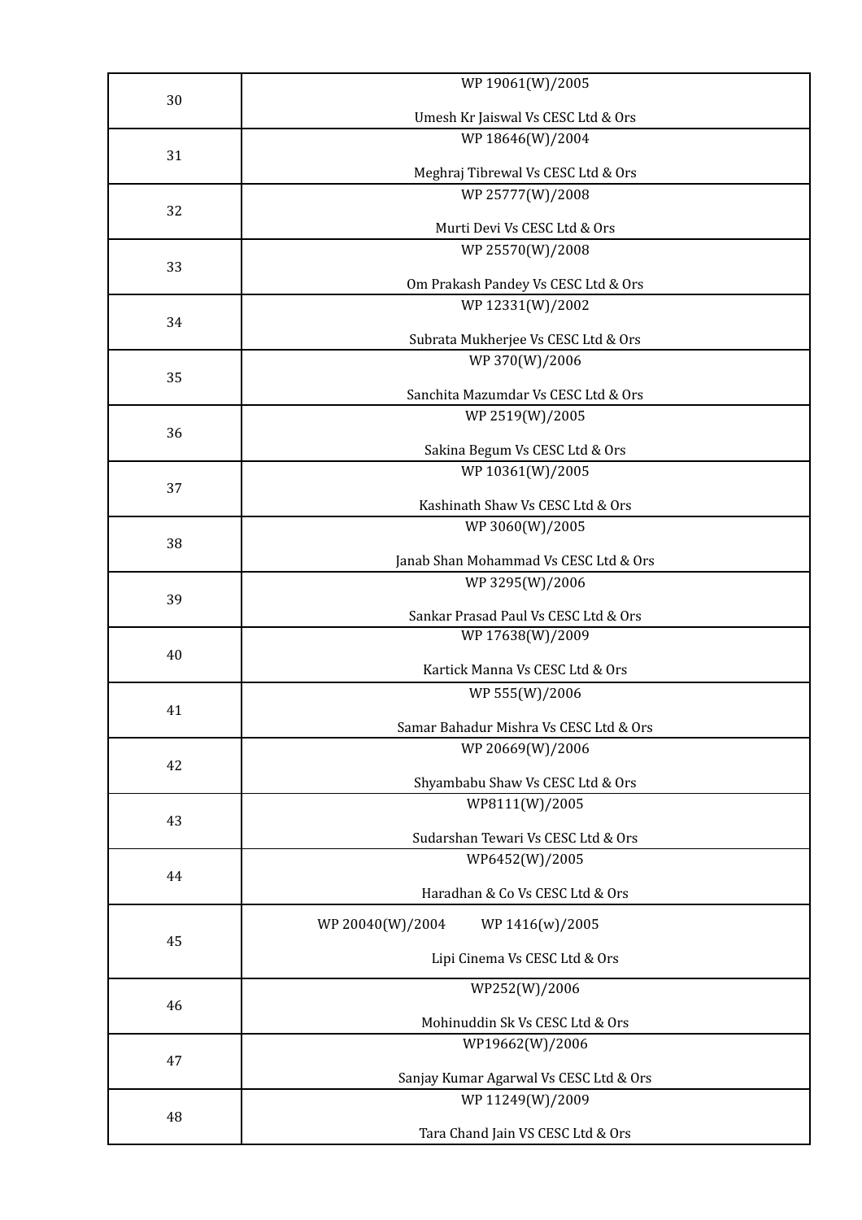| | |
|---|---|
| 30 | WP 19061(W)/2005<br><br>Umesh Kr Jaiswal Vs CESC Ltd & Ors |
| 31 | WP 18646(W)/2004<br><br>Meghraj Tibrewal Vs CESC Ltd & Ors |
| 32 | WP 25777(W)/2008<br><br>Murti Devi Vs CESC Ltd & Ors |
| 33 | WP 25570(W)/2008<br><br>Om Prakash Pandey Vs CESC Ltd & Ors |
| 34 | WP 12331(W)/2002<br><br>Subrata Mukherjee Vs CESC Ltd & Ors |
| 35 | WP 370(W)/2006<br><br>Sanchita Mazumdar Vs CESC Ltd & Ors |
| 36 | WP 2519(W)/2005<br><br>Sakina Begum Vs CESC Ltd & Ors |
| 37 | WP 10361(W)/2005<br><br>Kashinath Shaw Vs CESC Ltd & Ors |
| 38 | WP 3060(W)/2005<br><br>Janab Shan Mohammad Vs CESC Ltd & Ors |
| 39 | WP 3295(W)/2006<br><br>Sankar Prasad Paul Vs CESC Ltd & Ors |
| 40 | WP 17638(W)/2009<br><br>Kartick Manna Vs CESC Ltd & Ors |
| 41 | WP 555(W)/2006<br><br>Samar Bahadur Mishra Vs CESC Ltd & Ors |
| 42 | WP 20669(W)/2006<br><br>Shyambabu Shaw Vs CESC Ltd & Ors |
| 43 | WP8111(W)/2005<br><br>Sudarshan Tewari Vs CESC Ltd & Ors |
| 44 | WP6452(W)/2005<br><br>Haradhan & Co Vs CESC Ltd & Ors |
| 45 | WP 20040(W)/2004 WP 1416(w)/2005<br><br>Lipi Cinema Vs CESC Ltd & Ors |
| 46 | WP252(W)/2006<br><br>Mohinuddin Sk Vs CESC Ltd & Ors |
| 47 | WP19662(W)/2006<br><br>Sanjay Kumar Agarwal Vs CESC Ltd & Ors |
| 48 | WP 11249(W)/2009<br><br>Tara Chand Jain VS CESC Ltd & Ors |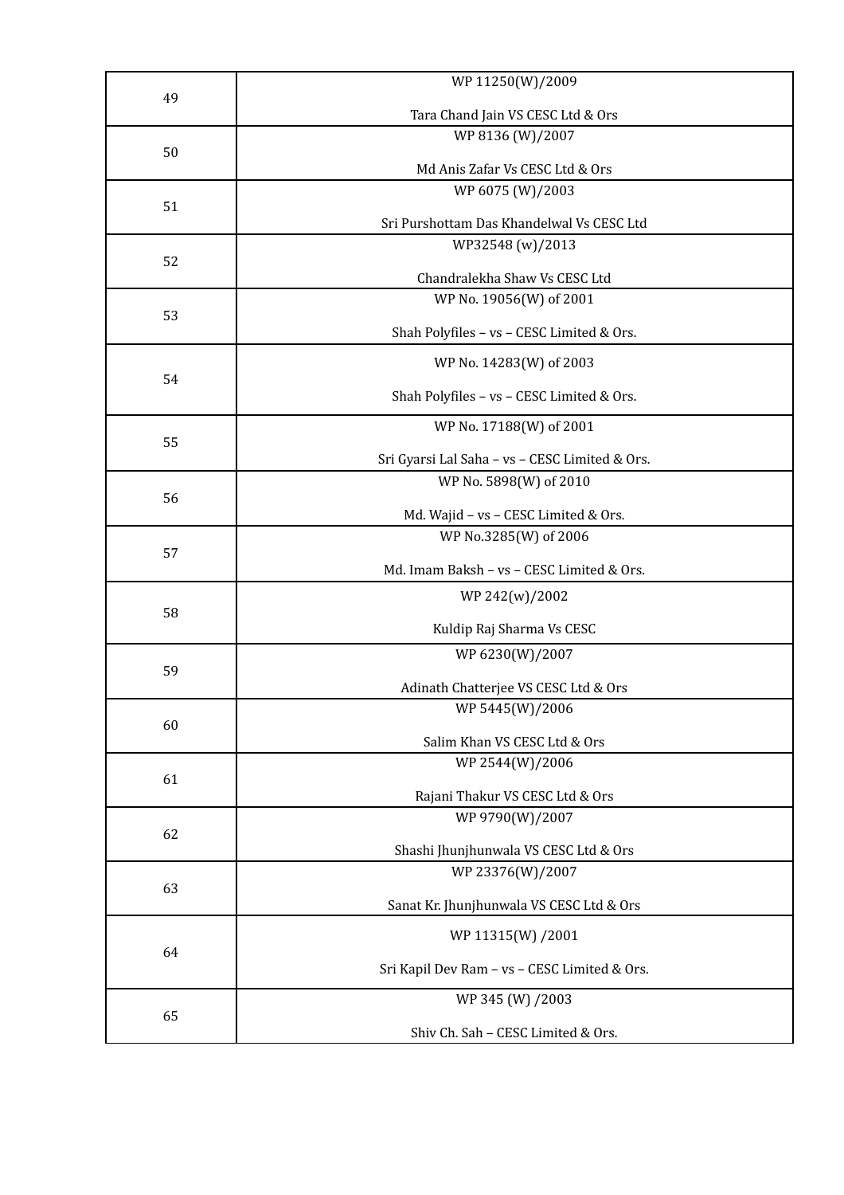| | |
|---|---|
| 49 | WP 11250(W)/2009<br><br>Tara Chand Jain VS CESC Ltd & Ors |
| 50 | WP 8136 (W)/2007<br><br>Md Anis Zafar Vs CESC Ltd & Ors |
| 51 | WP 6075 (W)/2003<br><br>Sri Purshottam Das Khandelwal Vs CESC Ltd |
| 52 | WP32548 (w)/2013<br><br>Chandralekha Shaw Vs CESC Ltd |
| 53 | WP No. 19056(W) of 2001<br><br>Shah Polyfiles – vs – CESC Limited & Ors. |
| 54 | WP No. 14283(W) of 2003<br><br>Shah Polyfiles – vs – CESC Limited & Ors. |
| 55 | WP No. 17188(W) of 2001<br><br>Sri Gyarsi Lal Saha – vs – CESC Limited & Ors. |
| 56 | WP No. 5898(W) of 2010<br><br>Md. Wajid – vs – CESC Limited & Ors. |
| 57 | WP No.3285(W) of 2006<br><br>Md. Imam Baksh – vs – CESC Limited & Ors. |
| 58 | WP 242(w)/2002<br><br>Kuldip Raj Sharma Vs CESC |
| 59 | WP 6230(W)/2007<br><br>Adinath Chatterjee VS CESC Ltd & Ors |
| 60 | WP 5445(W)/2006<br><br>Salim Khan VS CESC Ltd & Ors |
| 61 | WP 2544(W)/2006<br><br>Rajani Thakur VS CESC Ltd & Ors |
| 62 | WP 9790(W)/2007<br><br>Shashi Jhunjhunwala VS CESC Ltd & Ors |
| 63 | WP 23376(W)/2007<br><br>Sanat Kr. Jhunjhunwala VS CESC Ltd & Ors |
| 64 | WP 11315(W) /2001<br><br>Sri Kapil Dev Ram – vs – CESC Limited & Ors. |
| 65 | WP 345 (W) /2003<br><br>Shiv Ch. Sah – CESC Limited & Ors. |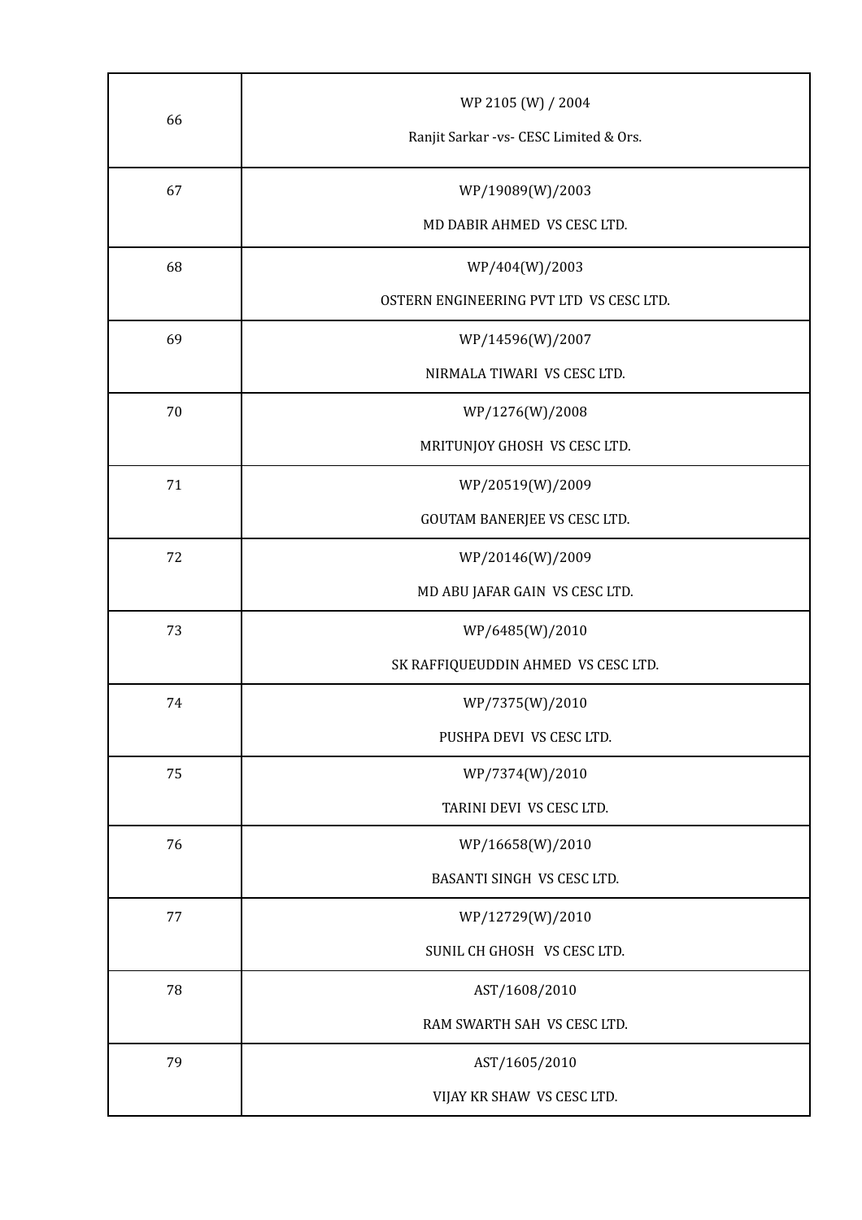| | |
|---|---|
| 66 | WP 2105 (W) / 2004<br>Ranjit Sarkar -vs- CESC Limited & Ors. |
| 67 | WP/19089(W)/2003<br>MD DABIR AHMED VS CESC LTD. |
| 68 | WP/404(W)/2003<br>OSTERN ENGINEERING PVT LTD VS CESC LTD. |
| 69 | WP/14596(W)/2007<br>NIRMALA TIWARI VS CESC LTD. |
| 70 | WP/1276(W)/2008<br>MRITUNJOY GHOSH VS CESC LTD. |
| 71 | WP/20519(W)/2009<br>GOUTAM BANERJEE VS CESC LTD. |
| 72 | WP/20146(W)/2009<br>MD ABU JAFAR GAIN VS CESC LTD. |
| 73 | WP/6485(W)/2010<br>SK RAFFIQUEUDDIN AHMED VS CESC LTD. |
| 74 | WP/7375(W)/2010<br>PUSHPA DEVI VS CESC LTD. |
| 75 | WP/7374(W)/2010<br>TARINI DEVI VS CESC LTD. |
| 76 | WP/16658(W)/2010<br>BASANTI SINGH VS CESC LTD. |
| 77 | WP/12729(W)/2010<br>SUNIL CH GHOSH VS CESC LTD. |
| 78 | AST/1608/2010<br>RAM SWARTH SAH VS CESC LTD. |
| 79 | AST/1605/2010<br>VIJAY KR SHAW VS CESC LTD. |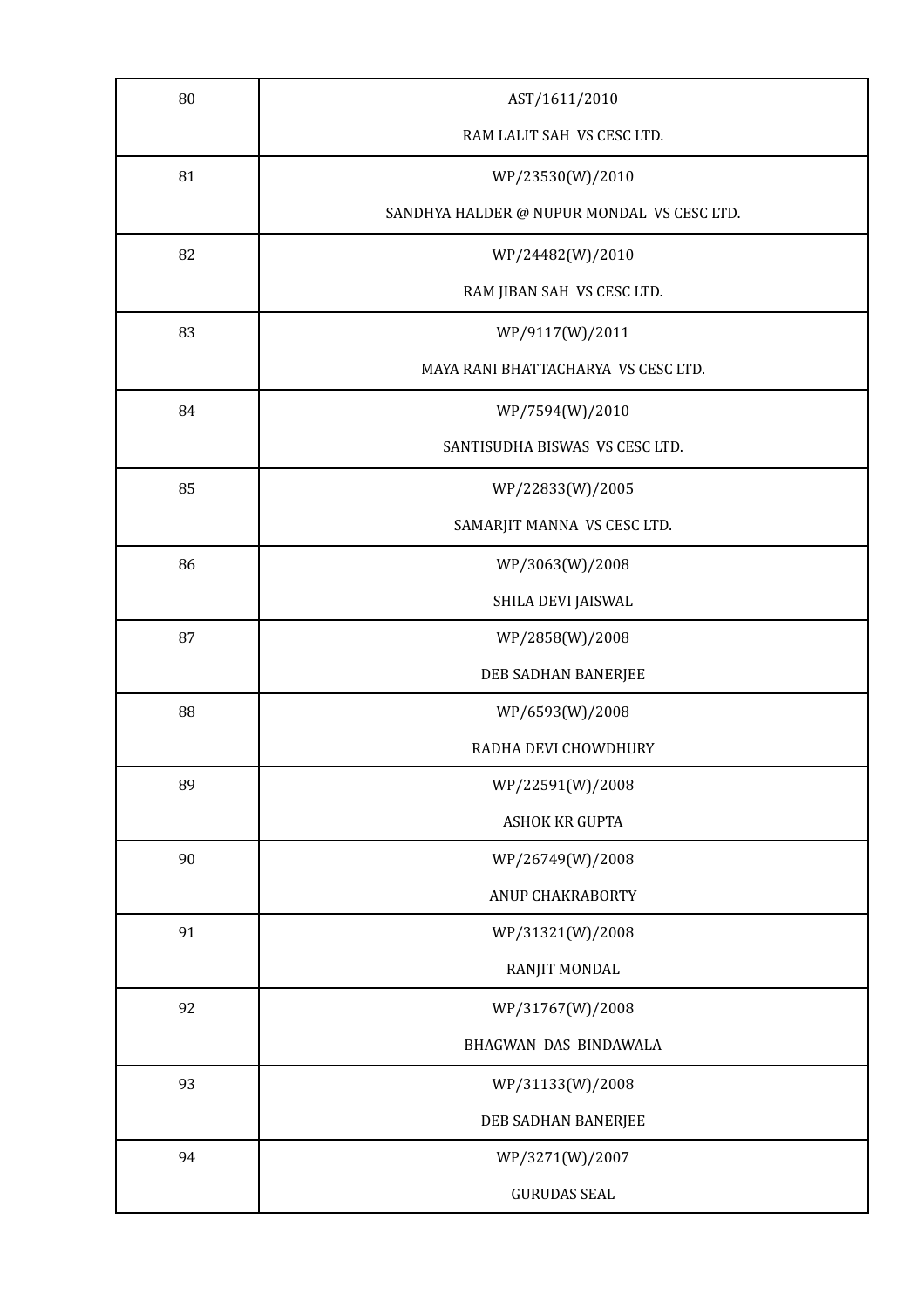| | |
|---|---|
| 80 | AST/1611/2010<br>RAM LALIT SAH VS CESC LTD. |
| 81 | WP/23530(W)/2010<br>SANDHYA HALDER @ NUPUR MONDAL VS CESC LTD. |
| 82 | WP/24482(W)/2010<br>RAM JIBAN SAH VS CESC LTD. |
| 83 | WP/9117(W)/2011<br>MAYA RANI BHATTACHARYA VS CESC LTD. |
| 84 | WP/7594(W)/2010<br>SANTISUDHA BISWAS VS CESC LTD. |
| 85 | WP/22833(W)/2005<br>SAMARJIT MANNA VS CESC LTD. |
| 86 | WP/3063(W)/2008<br>SHILA DEVI JAISWAL |
| 87 | WP/2858(W)/2008<br>DEB SADHAN BANERJEE |
| 88 | WP/6593(W)/2008<br>RADHA DEVI CHOWDHURY |
| 89 | WP/22591(W)/2008<br>ASHOK KR GUPTA |
| 90 | WP/26749(W)/2008<br>ANUP CHAKRABORTY |
| 91 | WP/31321(W)/2008<br>RANJIT MONDAL |
| 92 | WP/31767(W)/2008<br>BHAGWAN DAS BINDAWALA |
| 93 | WP/31133(W)/2008<br>DEB SADHAN BANERJEE |
| 94 | WP/3271(W)/2007<br>GURUDAS SEAL |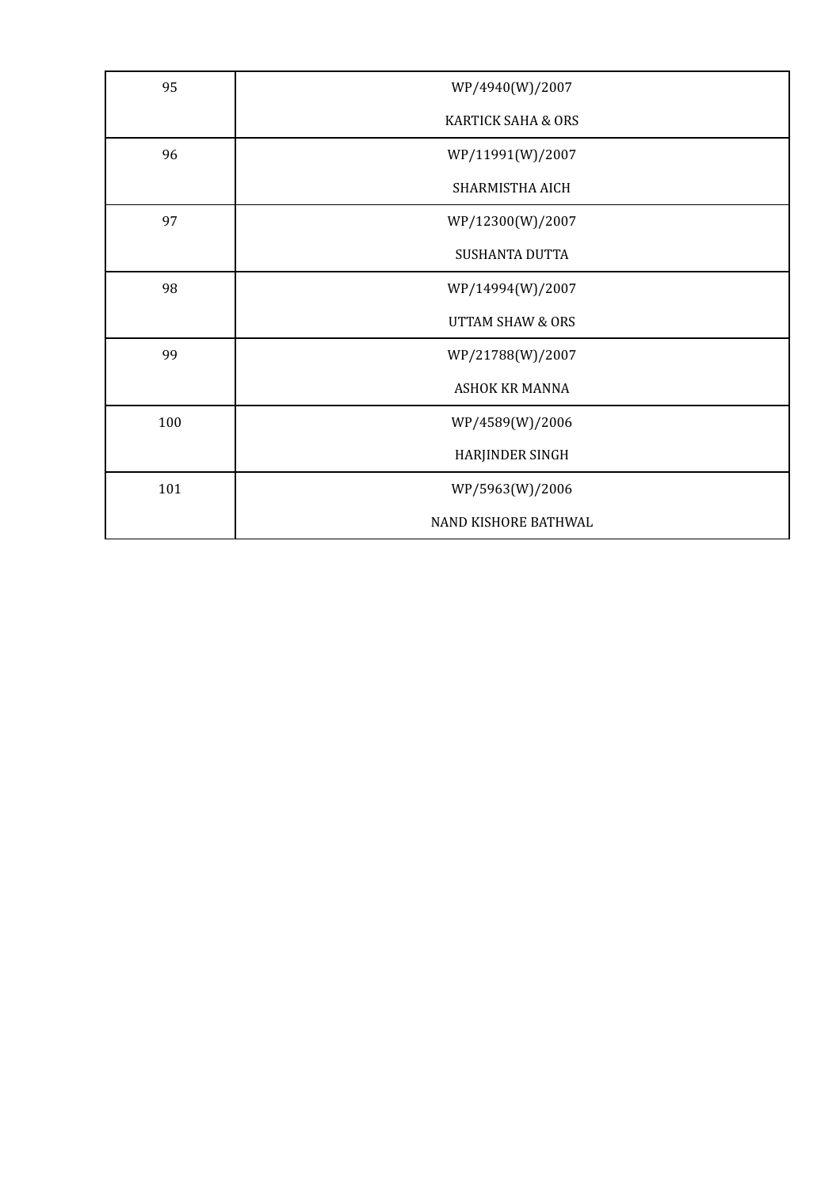| | |
|---|---|
| 95 | WP/4940(W)/2007<br>KARTICK SAHA & ORS |
| 96 | WP/11991(W)/2007<br>SHARMISTHA AICH |
| 97 | WP/12300(W)/2007<br>SUSHANTA DUTTA |
| 98 | WP/14994(W)/2007<br>UTTAM SHAW & ORS |
| 99 | WP/21788(W)/2007<br>ASHOK KR MANNA |
| 100 | WP/4589(W)/2006<br>HARJINDER SINGH |
| 101 | WP/5963(W)/2006<br>NAND KISHORE BATHWAL |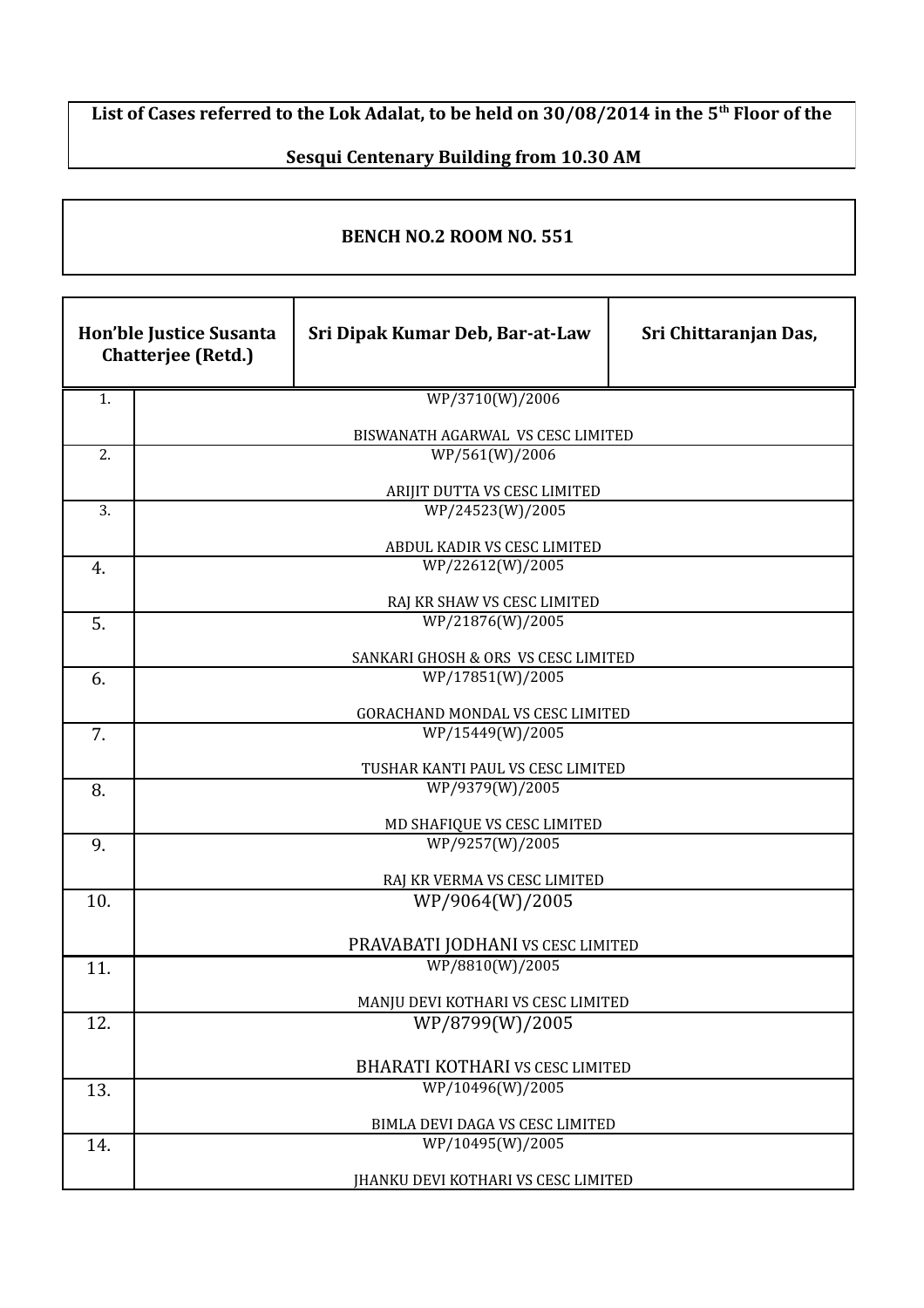**List of Cases referred to the Lok Adalat, to be held on 30/08/2014 in the 5th Floor of the Sesqui Centenary Building from 10.30 AM**

**BENCH NO.2 ROOM NO. 551**

| Hon'ble Justice Susanta Chatterjee (Retd.) | Sri Dipak Kumar Deb, Bar-at-Law | Sri Chittaranjan Das, |
|---|---|---|

| | |
|---|---|
| 1. | WP/3710(W)/2006<br><br>BISWANATH AGARWAL VS CESC LIMITED |
| 2. | WP/561(W)/2006<br><br>ARIJIT DUTTA VS CESC LIMITED |
| 3. | WP/24523(W)/2005<br><br>ABDUL KADIR VS CESC LIMITED |
| 4. | WP/22612(W)/2005<br><br>RAJ KR SHAW VS CESC LIMITED |
| 5. | WP/21876(W)/2005<br><br>SANKARI GHOSH & ORS VS CESC LIMITED |
| 6. | WP/17851(W)/2005<br><br>GORACHAND MONDAL VS CESC LIMITED |
| 7. | WP/15449(W)/2005<br><br>TUSHAR KANTI PAUL VS CESC LIMITED |
| 8. | WP/9379(W)/2005<br><br>MD SHAFIQUE VS CESC LIMITED |
| 9. | WP/9257(W)/2005<br><br>RAJ KR VERMA VS CESC LIMITED |
| 10. | WP/9064(W)/2005<br><br>PRAVABATI JODHANI VS CESC LIMITED |
| 11. | WP/8810(W)/2005<br><br>MANJU DEVI KOTHARI VS CESC LIMITED |
| 12. | WP/8799(W)/2005<br><br>BHARATI KOTHARI VS CESC LIMITED |
| 13. | WP/10496(W)/2005<br><br>BIMLA DEVI DAGA VS CESC LIMITED |
| 14. | WP/10495(W)/2005<br><br>JHANKU DEVI KOTHARI VS CESC LIMITED |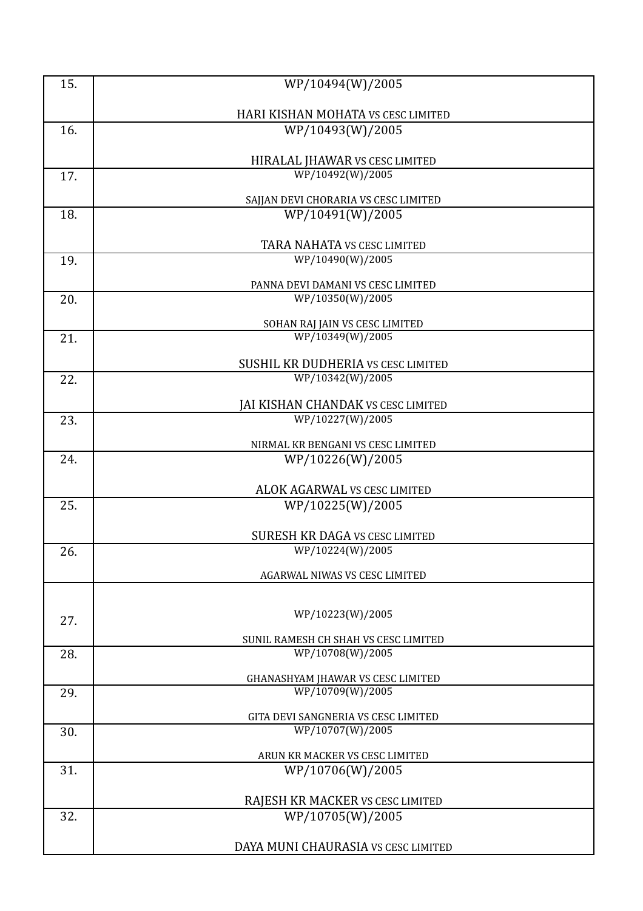| | |
|---|---|
| 15. | WP/10494(W)/2005<br><br>HARI KISHAN MOHATA VS CESC LIMITED |
| 16. | WP/10493(W)/2005<br><br>HIRALAL JHAWAR VS CESC LIMITED |
| 17. | WP/10492(W)/2005<br><br>SAJJAN DEVI CHORARIA VS CESC LIMITED |
| 18. | WP/10491(W)/2005<br><br>TARA NAHATA VS CESC LIMITED |
| 19. | WP/10490(W)/2005<br><br>PANNA DEVI DAMANI VS CESC LIMITED |
| 20. | WP/10350(W)/2005<br><br>SOHAN RAJ JAIN VS CESC LIMITED |
| 21. | WP/10349(W)/2005<br><br>SUSHIL KR DUDHERIA VS CESC LIMITED |
| 22. | WP/10342(W)/2005<br><br>JAI KISHAN CHANDAK VS CESC LIMITED |
| 23. | WP/10227(W)/2005<br><br>NIRMAL KR BENGANI VS CESC LIMITED |
| 24. | WP/10226(W)/2005<br><br>ALOK AGARWAL VS CESC LIMITED |
| 25. | WP/10225(W)/2005<br><br>SURESH KR DAGA VS CESC LIMITED |
| 26. | WP/10224(W)/2005<br><br>AGARWAL NIWAS VS CESC LIMITED |
| 27. | WP/10223(W)/2005<br><br>SUNIL RAMESH CH SHAH VS CESC LIMITED |
| 28. | WP/10708(W)/2005<br><br>GHANASHYAM JHAWAR VS CESC LIMITED |
| 29. | WP/10709(W)/2005<br><br>GITA DEVI SANGNERIA VS CESC LIMITED |
| 30. | WP/10707(W)/2005<br><br>ARUN KR MACKER VS CESC LIMITED |
| 31. | WP/10706(W)/2005<br><br>RAJESH KR MACKER VS CESC LIMITED |
| 32. | WP/10705(W)/2005<br><br>DAYA MUNI CHAURASIA VS CESC LIMITED |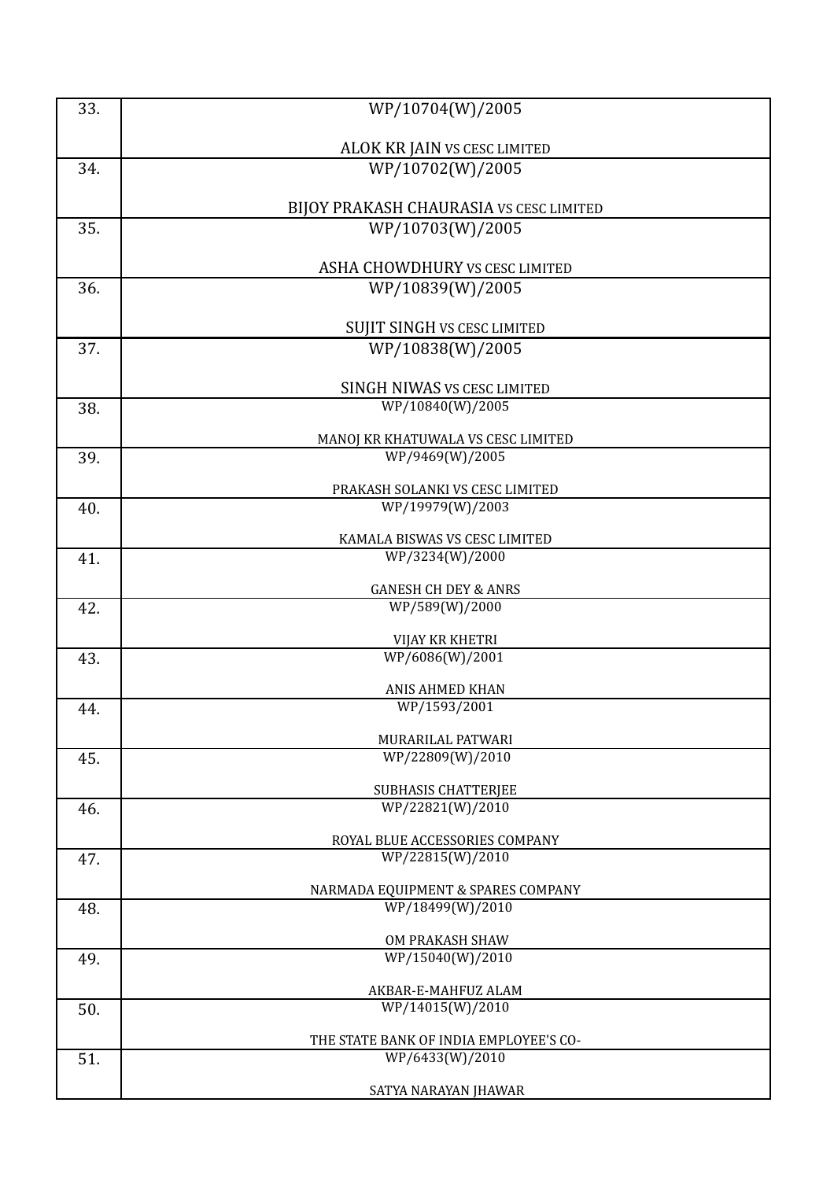| | |
|---|---|
| 33. | WP/10704(W)/2005<br><br>ALOK KR JAIN VS CESC LIMITED |
| 34. | WP/10702(W)/2005<br><br>BIJOY PRAKASH CHAURASIA VS CESC LIMITED |
| 35. | WP/10703(W)/2005<br><br>ASHA CHOWDHURY VS CESC LIMITED |
| 36. | WP/10839(W)/2005<br><br>SUJIT SINGH VS CESC LIMITED |
| 37. | WP/10838(W)/2005<br><br>SINGH NIWAS VS CESC LIMITED |
| 38. | WP/10840(W)/2005<br><br>MANOJ KR KHATUWALA VS CESC LIMITED |
| 39. | WP/9469(W)/2005<br><br>PRAKASH SOLANKI VS CESC LIMITED |
| 40. | WP/19979(W)/2003<br><br>KAMALA BISWAS VS CESC LIMITED |
| 41. | WP/3234(W)/2000<br><br>GANESH CH DEY & ANRS |
| 42. | WP/589(W)/2000<br><br>VIJAY KR KHETRI |
| 43. | WP/6086(W)/2001<br><br>ANIS AHMED KHAN |
| 44. | WP/1593/2001<br><br>MURARILAL PATWARI |
| 45. | WP/22809(W)/2010<br><br>SUBHASIS CHATTERJEE |
| 46. | WP/22821(W)/2010<br><br>ROYAL BLUE ACCESSORIES COMPANY |
| 47. | WP/22815(W)/2010<br><br>NARMADA EQUIPMENT & SPARES COMPANY |
| 48. | WP/18499(W)/2010<br><br>OM PRAKASH SHAW |
| 49. | WP/15040(W)/2010<br><br>AKBAR-E-MAHFUZ ALAM |
| 50. | WP/14015(W)/2010<br><br>THE STATE BANK OF INDIA EMPLOYEE'S CO- |
| 51. | WP/6433(W)/2010<br><br>SATYA NARAYAN JHAWAR |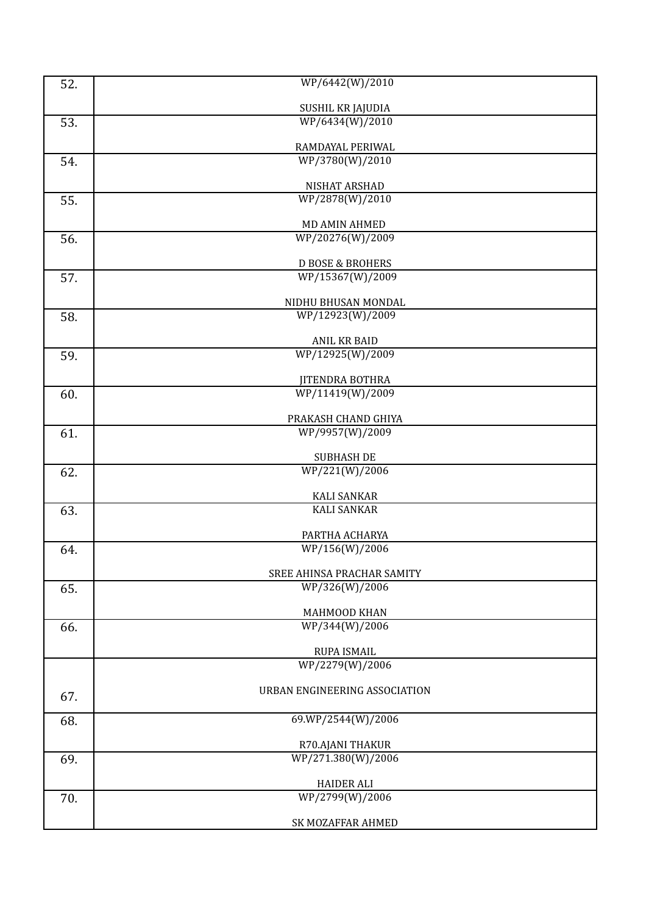| | |
|---|---|
| 52. | WP/6442(W)/2010<br><br>SUSHIL KR JAJUDIA |
| 53. | WP/6434(W)/2010<br><br>RAMDAYAL PERIWAL |
| 54. | WP/3780(W)/2010<br><br>NISHAT ARSHAD |
| 55. | WP/2878(W)/2010<br><br>MD AMIN AHMED |
| 56. | WP/20276(W)/2009<br><br>D BOSE & BROHERS |
| 57. | WP/15367(W)/2009<br><br>NIDHU BHUSAN MONDAL |
| 58. | WP/12923(W)/2009<br><br>ANIL KR BAID |
| 59. | WP/12925(W)/2009<br><br>JITENDRA BOTHRA |
| 60. | WP/11419(W)/2009<br><br>PRAKASH CHAND GHIYA |
| 61. | WP/9957(W)/2009<br><br>SUBHASH DE |
| 62. | WP/221(W)/2006<br><br>KALI SANKAR |
| 63. | KALI SANKAR<br><br>PARTHA ACHARYA |
| 64. | WP/156(W)/2006<br><br>SREE AHINSA PRACHAR SAMITY |
| 65. | WP/326(W)/2006<br><br>MAHMOOD KHAN |
| 66. | WP/344(W)/2006<br><br>RUPA ISMAIL |
| 67. | WP/2279(W)/2006<br><br>URBAN ENGINEERING ASSOCIATION |
| 68. | 69.WP/2544(W)/2006<br><br>R70.AJANI THAKUR |
| 69. | WP/271.380(W)/2006<br><br>HAIDER ALI |
| 70. | WP/2799(W)/2006<br><br>SK MOZAFFAR AHMED |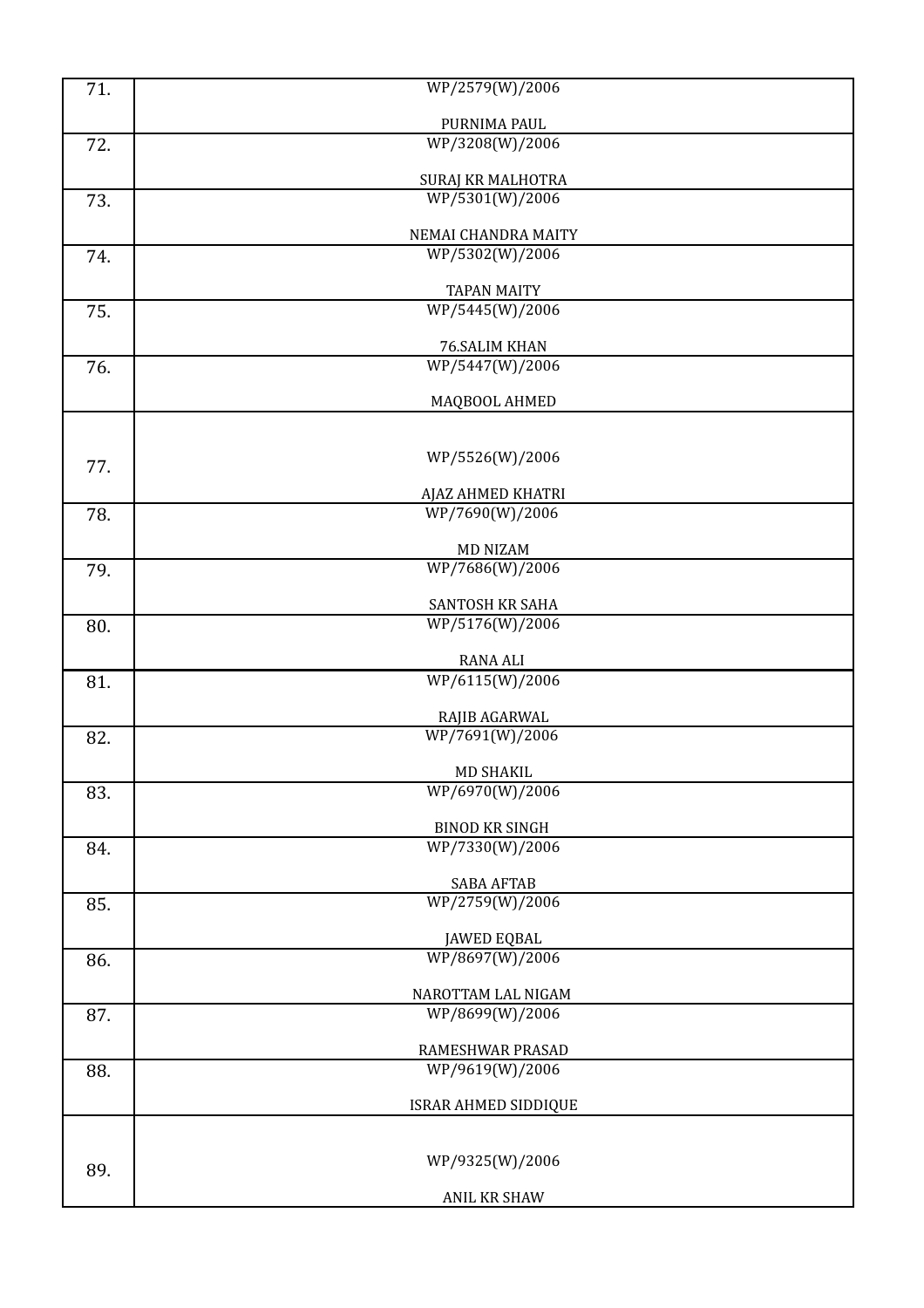| 71. | WP/2579(W)/2006<br><br>PURNIMA PAUL |
|---|---|
| 72. | WP/3208(W)/2006<br><br>SURAJ KR MALHOTRA |
| 73. | WP/5301(W)/2006<br><br>NEMAI CHANDRA MAITY |
| 74. | WP/5302(W)/2006<br><br>TAPAN MAITY |
| 75. | WP/5445(W)/2006<br><br>76.SALIM KHAN |
| 76. | WP/5447(W)/2006<br><br>MAQBOOL AHMED |
| 77. | WP/5526(W)/2006<br><br>AJAZ AHMED KHATRI |
| 78. | WP/7690(W)/2006<br><br>MD NIZAM |
| 79. | WP/7686(W)/2006<br><br>SANTOSH KR SAHA |
| 80. | WP/5176(W)/2006<br><br>RANA ALI |
| 81. | WP/6115(W)/2006<br><br>RAJIB AGARWAL |
| 82. | WP/7691(W)/2006<br><br>MD SHAKIL |
| 83. | WP/6970(W)/2006<br><br>BINOD KR SINGH |
| 84. | WP/7330(W)/2006<br><br>SABA AFTAB |
| 85. | WP/2759(W)/2006<br><br>JAWED EQBAL |
| 86. | WP/8697(W)/2006<br><br>NAROTTAM LAL NIGAM |
| 87. | WP/8699(W)/2006<br><br>RAMESHWAR PRASAD |
| 88. | WP/9619(W)/2006<br><br>ISRAR AHMED SIDDIQUE |
| 89. | WP/9325(W)/2006<br><br>ANIL KR SHAW |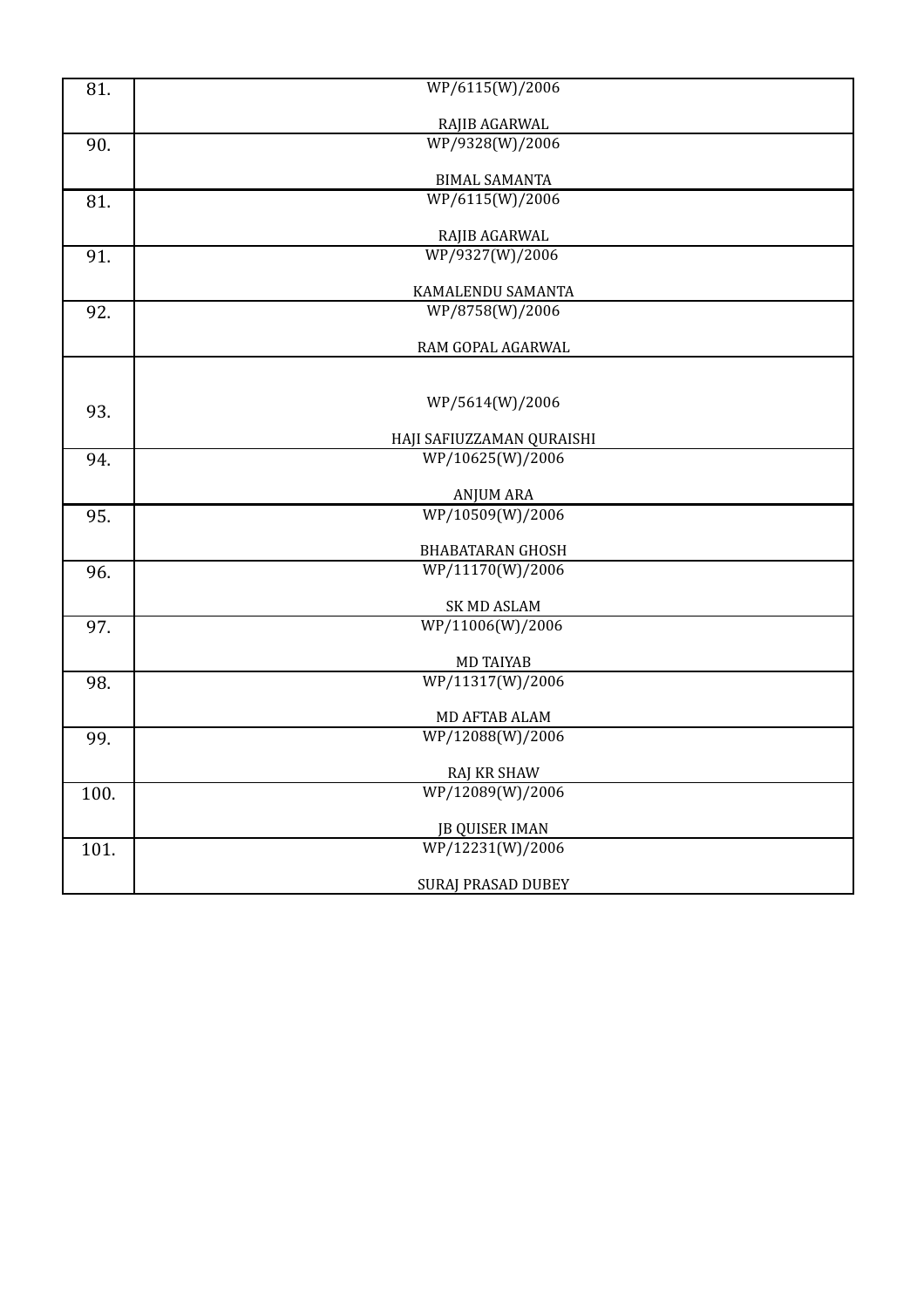| | |
|---|---|
| 81. | WP/6115(W)/2006<br><br>RAJIB AGARWAL |
| 90. | WP/9328(W)/2006<br><br>BIMAL SAMANTA |
| 81. | WP/6115(W)/2006<br><br>RAJIB AGARWAL |
| 91. | WP/9327(W)/2006<br><br>KAMALENDU SAMANTA |
| 92. | WP/8758(W)/2006<br><br>RAM GOPAL AGARWAL |
| 93. | WP/5614(W)/2006<br><br>HAJI SAFIUZZAMAN QURAISHI |
| 94. | WP/10625(W)/2006<br><br>ANJUM ARA |
| 95. | WP/10509(W)/2006<br><br>BHABATARAN GHOSH |
| 96. | WP/11170(W)/2006<br><br>SK MD ASLAM |
| 97. | WP/11006(W)/2006<br><br>MD TAIYAB |
| 98. | WP/11317(W)/2006<br><br>MD AFTAB ALAM |
| 99. | WP/12088(W)/2006<br><br>RAJ KR SHAW |
| 100. | WP/12089(W)/2006<br><br>JB QUISER IMAN |
| 101. | WP/12231(W)/2006<br><br>SURAJ PRASAD DUBEY |